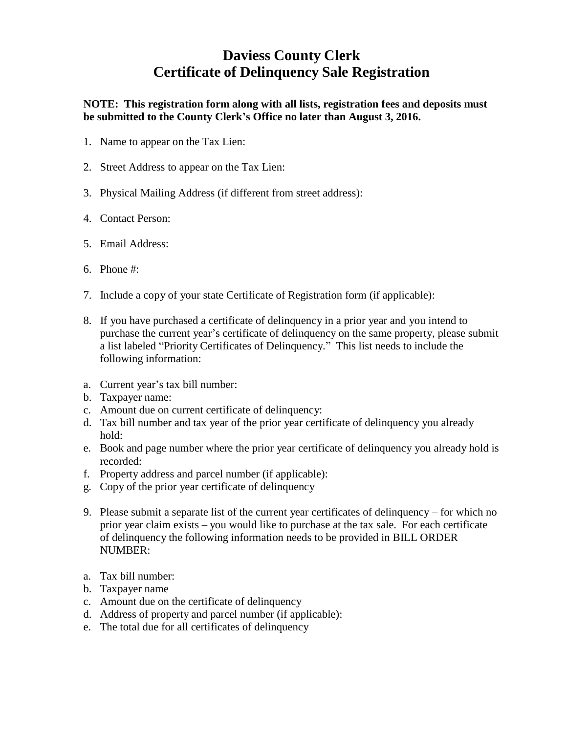# Daviess County Clerk
# Certificate of Delinquency Sale Registration

**NOTE: This registration form along with all lists, registration fees and deposits must be submitted to the County Clerk's Office no later than August 3, 2016.**

1. Name to appear on the Tax Lien:
2. Street Address to appear on the Tax Lien:
3. Physical Mailing Address (if different from street address):
4. Contact Person:
5. Email Address:
6. Phone #:
7. Include a copy of your state Certificate of Registration form (if applicable):
8. If you have purchased a certificate of delinquency in a prior year and you intend to purchase the current year's certificate of delinquency on the same property, please submit a list labeled "Priority Certificates of Delinquency." This list needs to include the following information:

a. Current year's tax bill number:
b. Taxpayer name:
c. Amount due on current certificate of delinquency:
d. Tax bill number and tax year of the prior year certificate of delinquency you already hold:
e. Book and page number where the prior year certificate of delinquency you already hold is recorded:
f. Property address and parcel number (if applicable):
g. Copy of the prior year certificate of delinquency

9. Please submit a separate list of the current year certificates of delinquency – for which no prior year claim exists – you would like to purchase at the tax sale. For each certificate of delinquency the following information needs to be provided in BILL ORDER NUMBER:

a. Tax bill number:
b. Taxpayer name
c. Amount due on the certificate of delinquency
d. Address of property and parcel number (if applicable):
e. The total due for all certificates of delinquency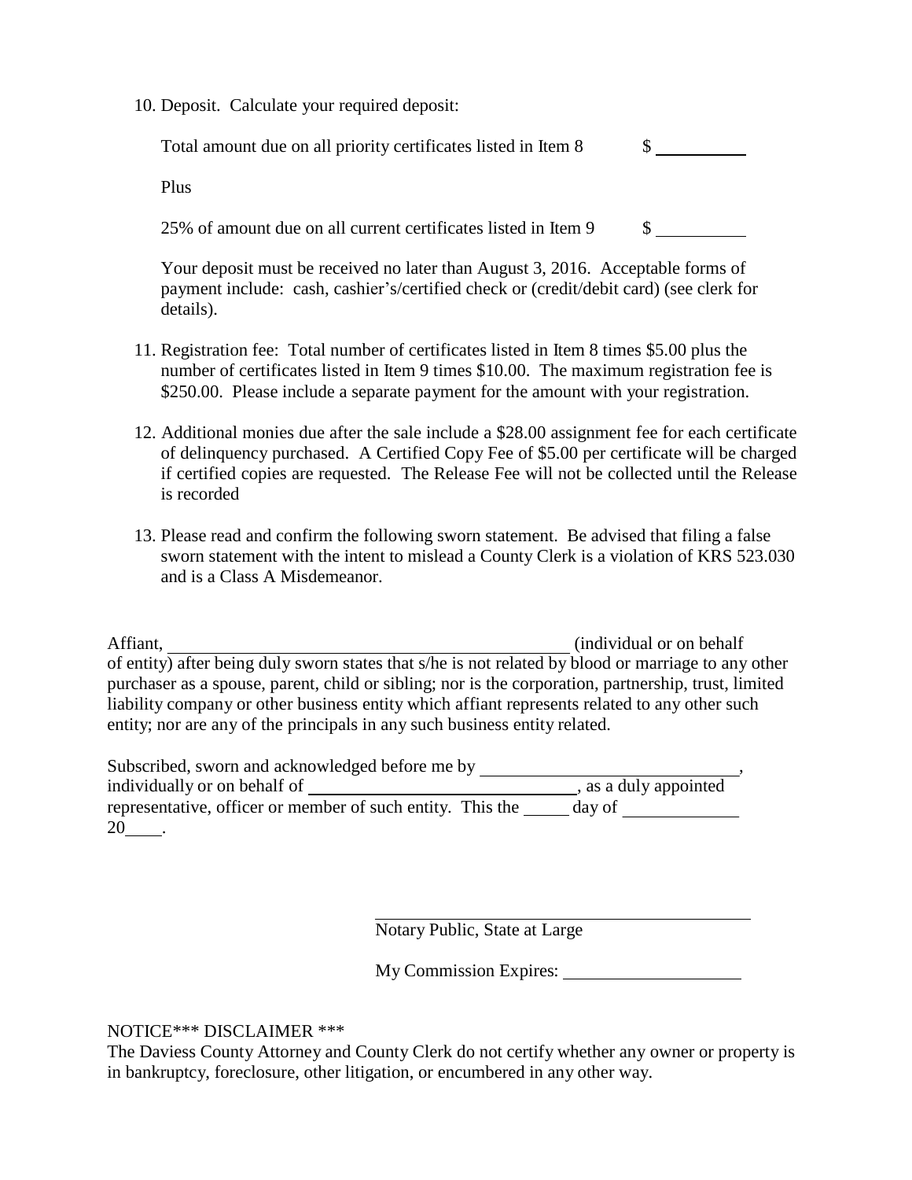10. Deposit. Calculate your required deposit:

    Total amount due on all priority certificates listed in Item 8 $ __________

    Plus

    25% of amount due on all current certificates listed in Item 9 $ __________

    Your deposit must be received no later than August 3, 2016. Acceptable forms of payment include: cash, cashier's/certified check or (credit/debit card) (see clerk for details).

11. Registration fee: Total number of certificates listed in Item 8 times $5.00 plus the number of certificates listed in Item 9 times $10.00. The maximum registration fee is $250.00. Please include a separate payment for the amount with your registration.

12. Additional monies due after the sale include a $28.00 assignment fee for each certificate of delinquency purchased. A Certified Copy Fee of $5.00 per certificate will be charged if certified copies are requested. The Release Fee will not be collected until the Release is recorded

13. Please read and confirm the following sworn statement. Be advised that filing a false sworn statement with the intent to mislead a County Clerk is a violation of KRS 523.030 and is a Class A Misdemeanor.

Affiant, ______________________________________________ (individual or on behalf of entity) after being duly sworn states that s/he is not related by blood or marriage to any other purchaser as a spouse, parent, child or sibling; nor is the corporation, partnership, trust, limited liability company or other business entity which affiant represents related to any other such entity; nor are any of the principals in any such business entity related.

Subscribed, sworn and acknowledged before me by ____________________________, individually or on behalf of ______________________________, as a duly appointed representative, officer or member of such entity. This the _____ day of _____________ 20____.

______________________________________________
Notary Public, State at Large

My Commission Expires: ____________________

NOTICE*** DISCLAIMER ***
The Daviess County Attorney and County Clerk do not certify whether any owner or property is in bankruptcy, foreclosure, other litigation, or encumbered in any other way.